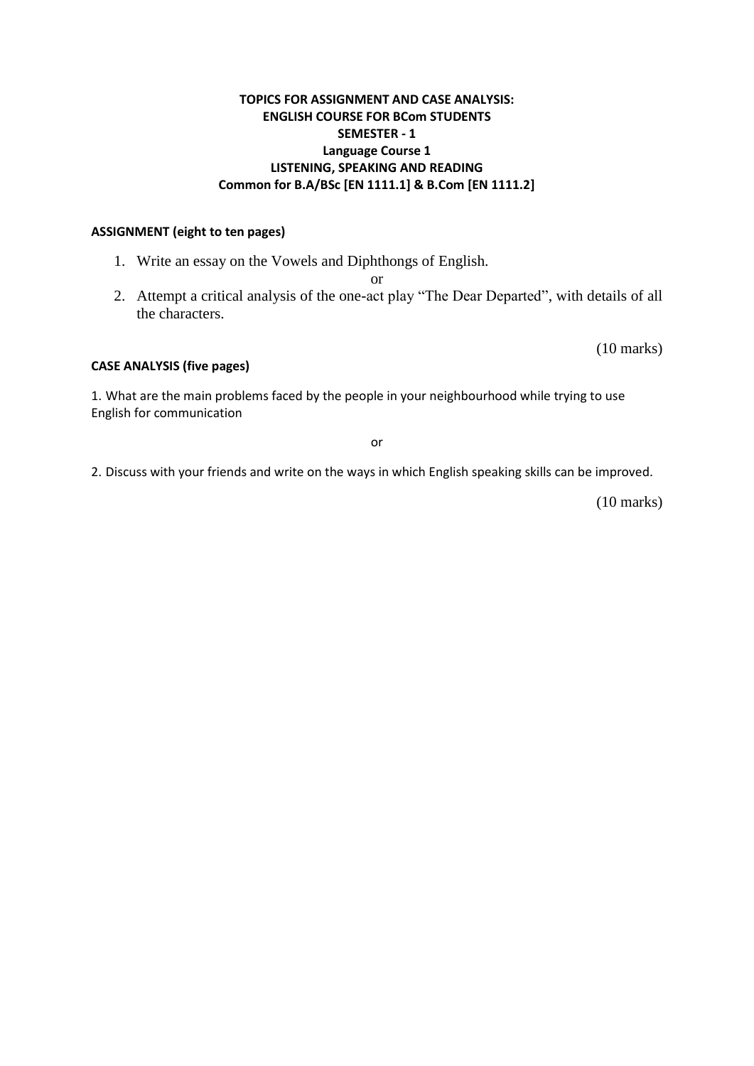# TOPICS FOR ASSIGNMENT AND CASE ANALYSIS:
## ENGLISH COURSE FOR BCom STUDENTS
## SEMESTER - 1
## Language Course 1
## LISTENING, SPEAKING AND READING
## Common for B.A/BSc [EN 1111.1] & B.Com [EN 1111.2]

**ASSIGNMENT (eight to ten pages)**

1. Write an essay on the Vowels and Diphthongs of English.

   or

2. Attempt a critical analysis of the one-act play "The Dear Departed", with details of all the characters.

(10 marks)

**CASE ANALYSIS (five pages)**

1. What are the main problems faced by the people in your neighbourhood while trying to use English for communication

or

2. Discuss with your friends and write on the ways in which English speaking skills can be improved.

(10 marks)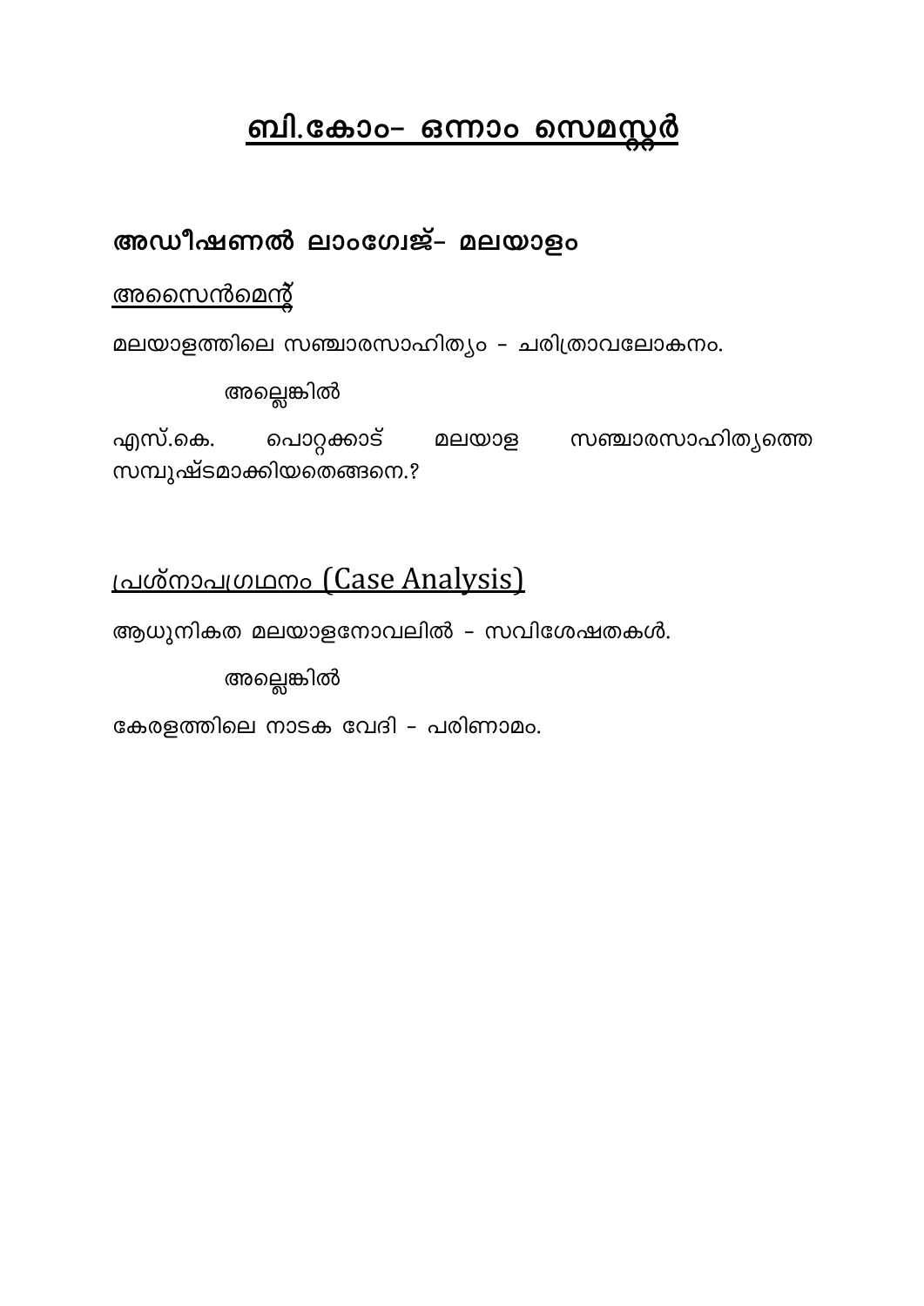# ബി.കോം– ഒന്നാം സെമസ്റ്റർ

## അഡീഷണൽ ലാംഗ്വേജ്– മലയാളം

### അസൈൻമെന്റ്

മലയാളത്തിലെ സഞ്ചാരസാഹിത്യം – ചരിത്രാവലോകനം.

അല്ലെങ്കിൽ

എസ്.കെ. പൊറ്റക്കാട് മലയാള സഞ്ചാരസാഹിത്യത്തെ സമ്പുഷ്ടമാക്കിയതെങ്ങനെ.?

### പ്രശ്നാപഗ്രഥനം (Case Analysis)

ആധുനികത മലയാളനോവലിൽ – സവിശേഷതകൾ.

അല്ലെങ്കിൽ

കേരളത്തിലെ നാടക വേദി – പരിണാമം.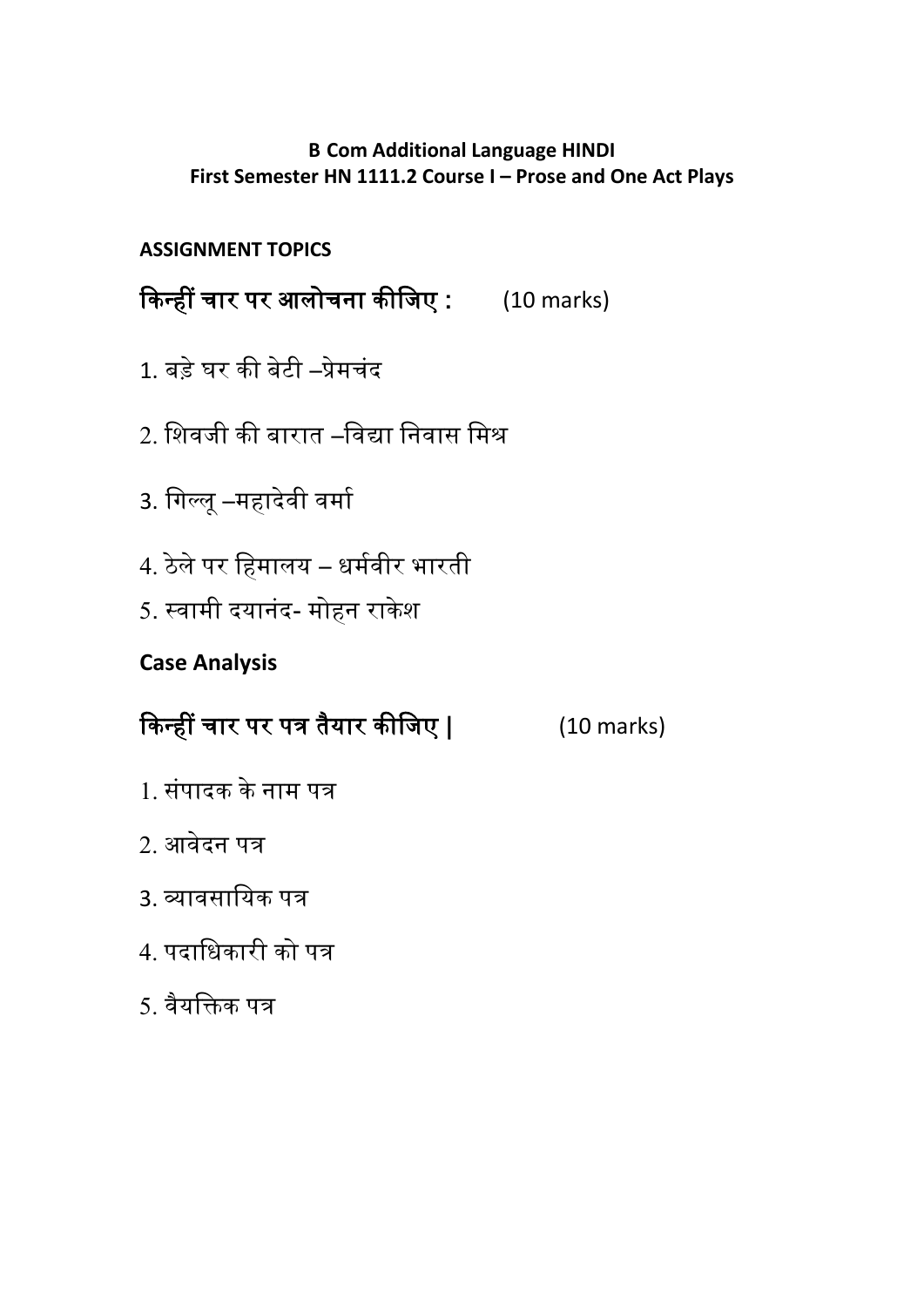**B Com Additional Language HINDI**
**First Semester HN 1111.2 Course I – Prose and One Act Plays**

**ASSIGNMENT TOPICS**

**किन्हीं चार पर आलोचना कीजिए :** (10 marks)

1. बड़े घर की बेटी –प्रेमचंद
2. शिवजी की बारात –विद्या निवास मिश्र
3. गिल्लू –महादेवी वर्मा
4. ठेले पर हिमालय – धर्मवीर भारती
5. स्वामी दयानंद- मोहन राकेश

**Case Analysis**

**किन्हीं चार पर पत्र तैयार कीजिए |** (10 marks)

1. संपादक के नाम पत्र
2. आवेदन पत्र
3. व्यावसायिक पत्र
4. पदाधिकारी को पत्र
5. वैयक्तिक पत्र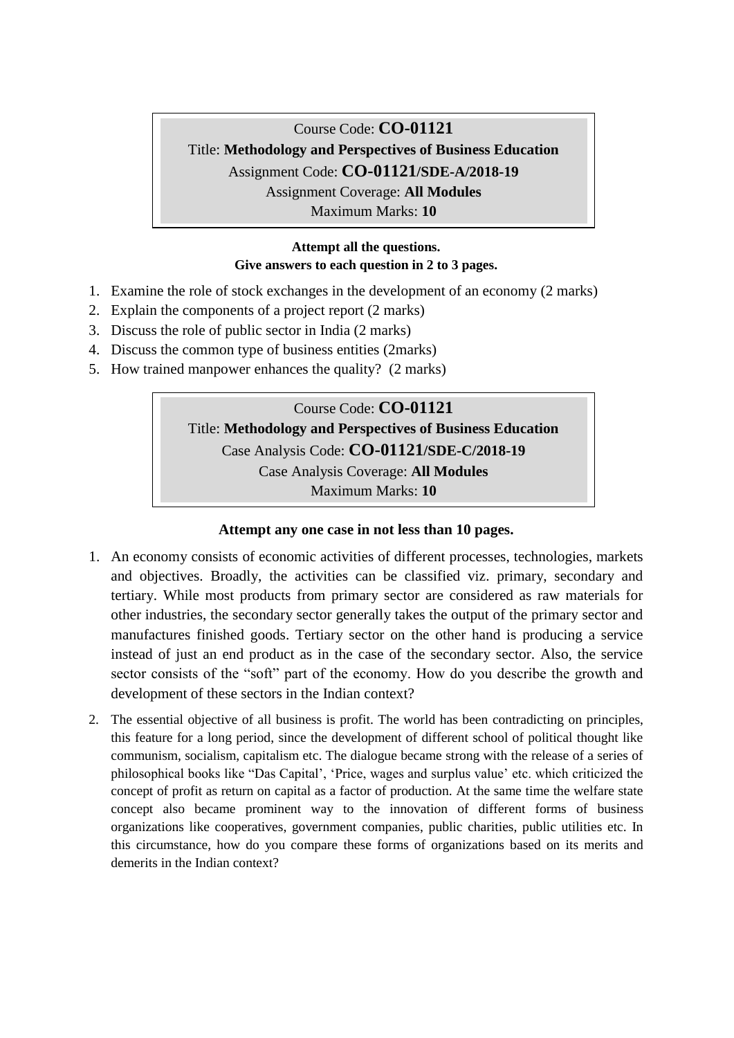Course Code: **CO-01121**
Title: **Methodology and Perspectives of Business Education**
Assignment Code: **CO-01121/SDE-A/2018-19**
Assignment Coverage: **All Modules**
Maximum Marks: **10**

**Attempt all the questions.**
**Give answers to each question in 2 to 3 pages.**

1. Examine the role of stock exchanges in the development of an economy (2 marks)
2. Explain the components of a project report (2 marks)
3. Discuss the role of public sector in India (2 marks)
4. Discuss the common type of business entities (2marks)
5. How trained manpower enhances the quality? (2 marks)

Course Code: **CO-01121**
Title: **Methodology and Perspectives of Business Education**
Case Analysis Code: **CO-01121/SDE-C/2018-19**
Case Analysis Coverage: **All Modules**
Maximum Marks: **10**

**Attempt any one case in not less than 10 pages.**

1. An economy consists of economic activities of different processes, technologies, markets and objectives. Broadly, the activities can be classified viz. primary, secondary and tertiary. While most products from primary sector are considered as raw materials for other industries, the secondary sector generally takes the output of the primary sector and manufactures finished goods. Tertiary sector on the other hand is producing a service instead of just an end product as in the case of the secondary sector. Also, the service sector consists of the "soft" part of the economy. How do you describe the growth and development of these sectors in the Indian context?
2. The essential objective of all business is profit. The world has been contradicting on principles, this feature for a long period, since the development of different school of political thought like communism, socialism, capitalism etc. The dialogue became strong with the release of a series of philosophical books like "Das Capital', 'Price, wages and surplus value' etc. which criticized the concept of profit as return on capital as a factor of production. At the same time the welfare state concept also became prominent way to the innovation of different forms of business organizations like cooperatives, government companies, public charities, public utilities etc. In this circumstance, how do you compare these forms of organizations based on its merits and demerits in the Indian context?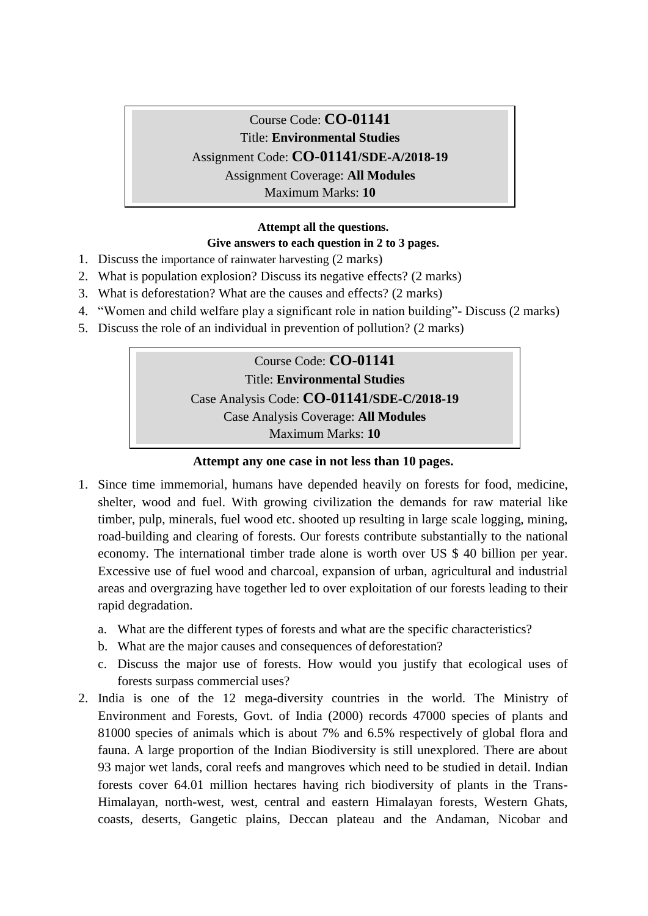Course Code: **CO-01141**

Title: **Environmental Studies**

Assignment Code: **CO-01141/SDE-A/2018-19**

Assignment Coverage: **All Modules**

Maximum Marks: **10**

**Attempt all the questions.**
**Give answers to each question in 2 to 3 pages.**

1. Discuss the importance of rainwater harvesting (2 marks)
2. What is population explosion? Discuss its negative effects? (2 marks)
3. What is deforestation? What are the causes and effects? (2 marks)
4. "Women and child welfare play a significant role in nation building"- Discuss (2 marks)
5. Discuss the role of an individual in prevention of pollution? (2 marks)

Course Code: **CO-01141**

Title: **Environmental Studies**

Case Analysis Code: **CO-01141/SDE-C/2018-19**

Case Analysis Coverage: **All Modules**

Maximum Marks: **10**

**Attempt any one case in not less than 10 pages.**

1. Since time immemorial, humans have depended heavily on forests for food, medicine, shelter, wood and fuel. With growing civilization the demands for raw material like timber, pulp, minerals, fuel wood etc. shooted up resulting in large scale logging, mining, road-building and clearing of forests. Our forests contribute substantially to the national economy. The international timber trade alone is worth over US $ 40 billion per year. Excessive use of fuel wood and charcoal, expansion of urban, agricultural and industrial areas and overgrazing have together led to over exploitation of our forests leading to their rapid degradation.
   a. What are the different types of forests and what are the specific characteristics?
   b. What are the major causes and consequences of deforestation?
   c. Discuss the major use of forests. How would you justify that ecological uses of forests surpass commercial uses?
2. India is one of the 12 mega-diversity countries in the world. The Ministry of Environment and Forests, Govt. of India (2000) records 47000 species of plants and 81000 species of animals which is about 7% and 6.5% respectively of global flora and fauna. A large proportion of the Indian Biodiversity is still unexplored. There are about 93 major wet lands, coral reefs and mangroves which need to be studied in detail. Indian forests cover 64.01 million hectares having rich biodiversity of plants in the Trans-Himalayan, north-west, west, central and eastern Himalayan forests, Western Ghats, coasts, deserts, Gangetic plains, Deccan plateau and the Andaman, Nicobar and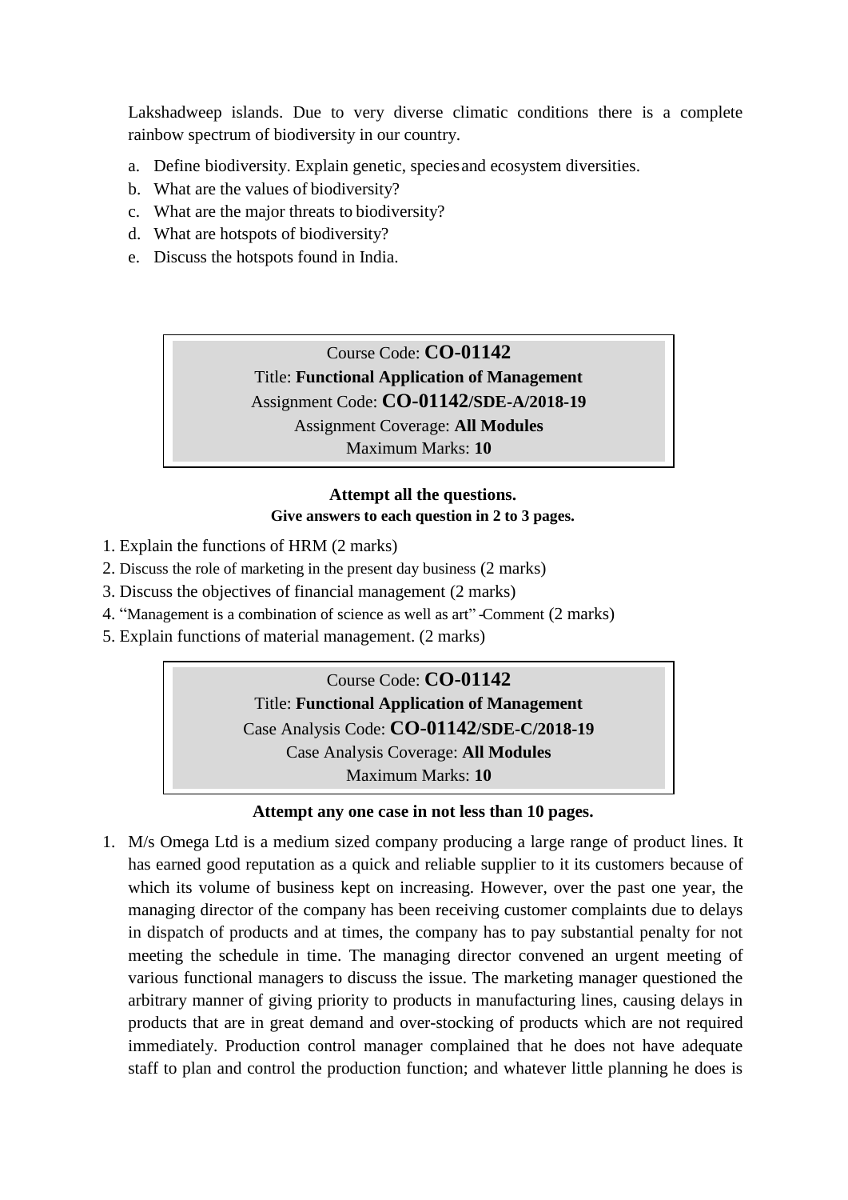Lakshadweep islands. Due to very diverse climatic conditions there is a complete rainbow spectrum of biodiversity in our country.

a. Define biodiversity. Explain genetic, species and ecosystem diversities.
b. What are the values of biodiversity?
c. What are the major threats to biodiversity?
d. What are hotspots of biodiversity?
e. Discuss the hotspots found in India.

Course Code: **CO-01142**
Title: **Functional Application of Management**
Assignment Code: **CO-01142/SDE-A/2018-19**
Assignment Coverage: **All Modules**
Maximum Marks: **10**

**Attempt all the questions.**
**Give answers to each question in 2 to 3 pages.**

1. Explain the functions of HRM (2 marks)
2. Discuss the role of marketing in the present day business (2 marks)
3. Discuss the objectives of financial management (2 marks)
4. "Management is a combination of science as well as art" -Comment (2 marks)
5. Explain functions of material management. (2 marks)

Course Code: **CO-01142**
Title: **Functional Application of Management**
Case Analysis Code: **CO-01142/SDE-C/2018-19**
Case Analysis Coverage: **All Modules**
Maximum Marks: **10**

**Attempt any one case in not less than 10 pages.**

1. M/s Omega Ltd is a medium sized company producing a large range of product lines. It has earned good reputation as a quick and reliable supplier to it its customers because of which its volume of business kept on increasing. However, over the past one year, the managing director of the company has been receiving customer complaints due to delays in dispatch of products and at times, the company has to pay substantial penalty for not meeting the schedule in time. The managing director convened an urgent meeting of various functional managers to discuss the issue. The marketing manager questioned the arbitrary manner of giving priority to products in manufacturing lines, causing delays in products that are in great demand and over-stocking of products which are not required immediately. Production control manager complained that he does not have adequate staff to plan and control the production function; and whatever little planning he does is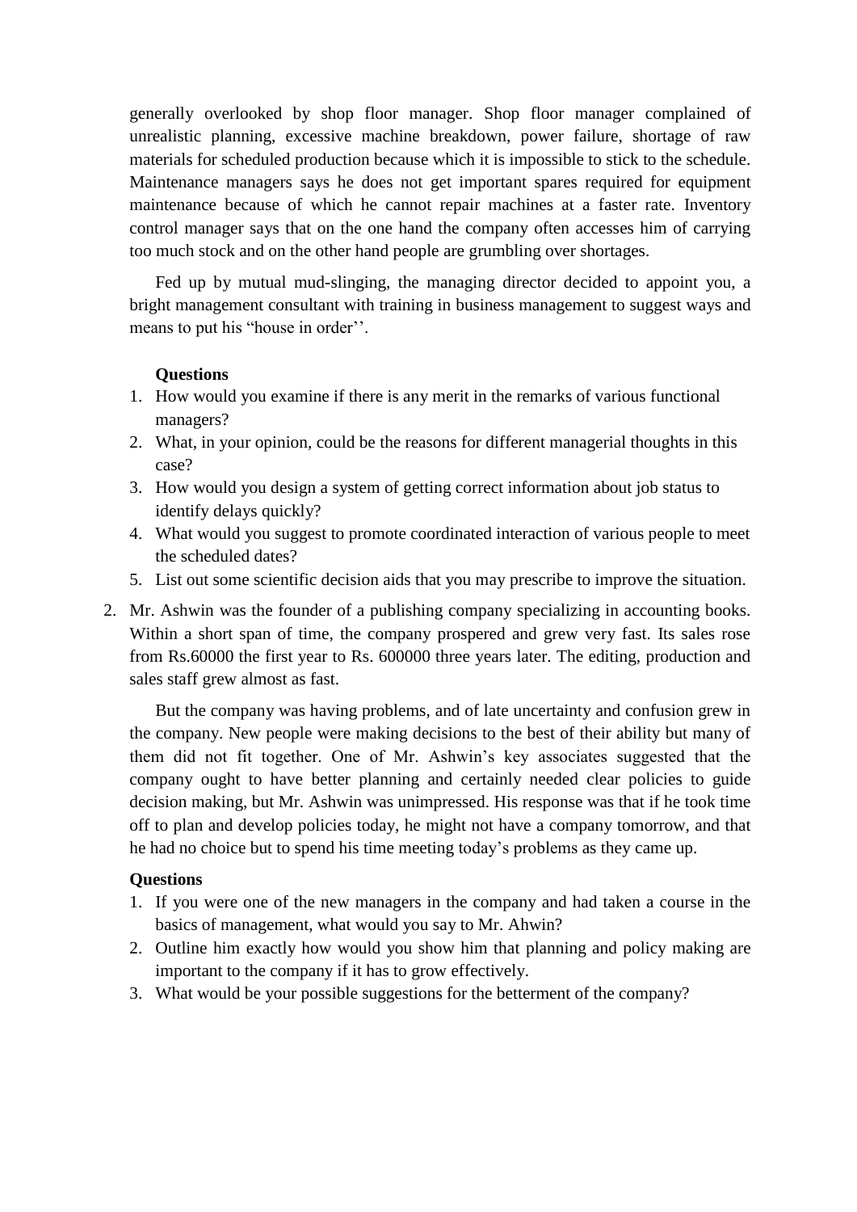generally overlooked by shop floor manager. Shop floor manager complained of unrealistic planning, excessive machine breakdown, power failure, shortage of raw materials for scheduled production because which it is impossible to stick to the schedule. Maintenance managers says he does not get important spares required for equipment maintenance because of which he cannot repair machines at a faster rate. Inventory control manager says that on the one hand the company often accesses him of carrying too much stock and on the other hand people are grumbling over shortages.

Fed up by mutual mud-slinging, the managing director decided to appoint you, a bright management consultant with training in business management to suggest ways and means to put his "house in order''.

**Questions**

1. How would you examine if there is any merit in the remarks of various functional managers?
2. What, in your opinion, could be the reasons for different managerial thoughts in this case?
3. How would you design a system of getting correct information about job status to identify delays quickly?
4. What would you suggest to promote coordinated interaction of various people to meet the scheduled dates?
5. List out some scientific decision aids that you may prescribe to improve the situation.

2. Mr. Ashwin was the founder of a publishing company specializing in accounting books. Within a short span of time, the company prospered and grew very fast. Its sales rose from Rs.60000 the first year to Rs. 600000 three years later. The editing, production and sales staff grew almost as fast.

   But the company was having problems, and of late uncertainty and confusion grew in the company. New people were making decisions to the best of their ability but many of them did not fit together. One of Mr. Ashwin's key associates suggested that the company ought to have better planning and certainly needed clear policies to guide decision making, but Mr. Ashwin was unimpressed. His response was that if he took time off to plan and develop policies today, he might not have a company tomorrow, and that he had no choice but to spend his time meeting today's problems as they came up.

   **Questions**

   1. If you were one of the new managers in the company and had taken a course in the basics of management, what would you say to Mr. Ahwin?
   2. Outline him exactly how would you show him that planning and policy making are important to the company if it has to grow effectively.
   3. What would be your possible suggestions for the betterment of the company?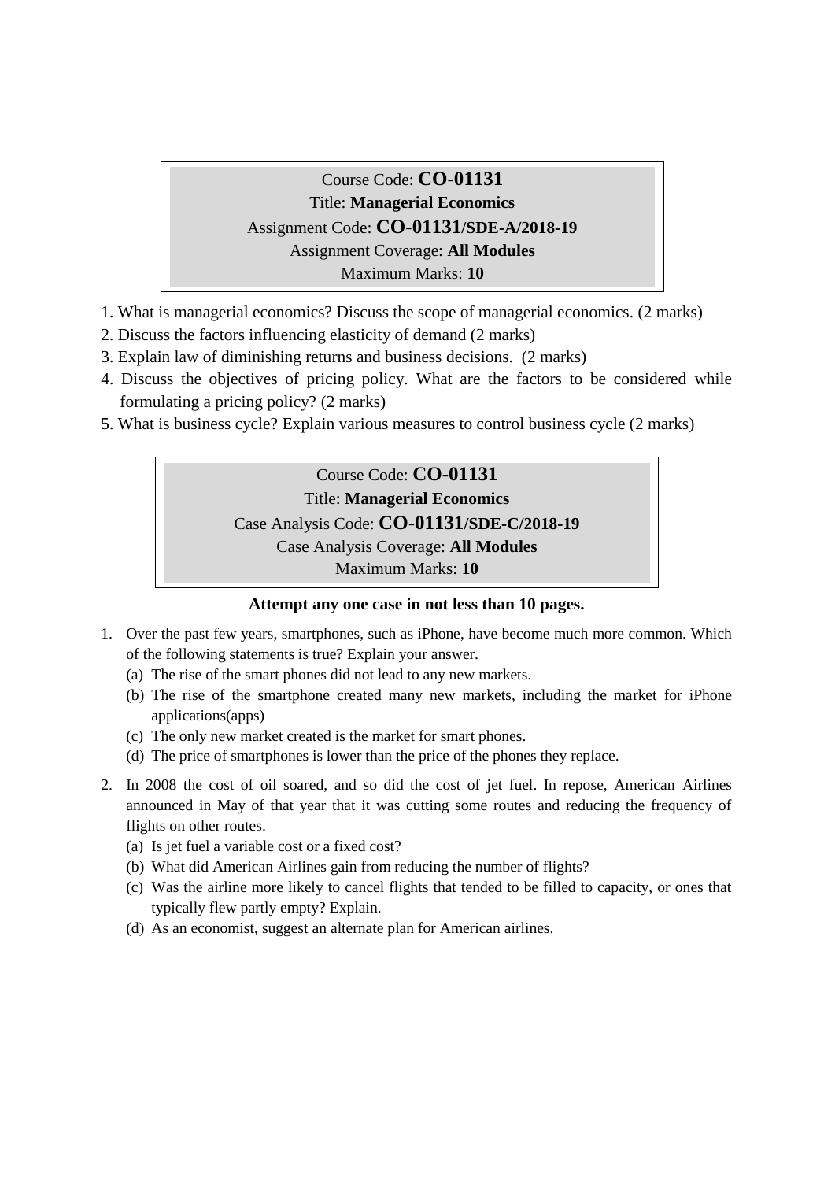Course Code: **CO-01131**
Title: **Managerial Economics**
Assignment Code: **CO-01131/SDE-A/2018-19**
Assignment Coverage: **All Modules**
Maximum Marks: **10**

1. What is managerial economics? Discuss the scope of managerial economics. (2 marks)
2. Discuss the factors influencing elasticity of demand (2 marks)
3. Explain law of diminishing returns and business decisions. (2 marks)
4. Discuss the objectives of pricing policy. What are the factors to be considered while formulating a pricing policy? (2 marks)
5. What is business cycle? Explain various measures to control business cycle (2 marks)

Course Code: **CO-01131**
Title: **Managerial Economics**
Case Analysis Code: **CO-01131/SDE-C/2018-19**
Case Analysis Coverage: **All Modules**
Maximum Marks: **10**

**Attempt any one case in not less than 10 pages.**

1. Over the past few years, smartphones, such as iPhone, have become much more common. Which of the following statements is true? Explain your answer.
   (a) The rise of the smart phones did not lead to any new markets.
   (b) The rise of the smartphone created many new markets, including the market for iPhone applications(apps)
   (c) The only new market created is the market for smart phones.
   (d) The price of smartphones is lower than the price of the phones they replace.

2. In 2008 the cost of oil soared, and so did the cost of jet fuel. In repose, American Airlines announced in May of that year that it was cutting some routes and reducing the frequency of flights on other routes.
   (a) Is jet fuel a variable cost or a fixed cost?
   (b) What did American Airlines gain from reducing the number of flights?
   (c) Was the airline more likely to cancel flights that tended to be filled to capacity, or ones that typically flew partly empty? Explain.
   (d) As an economist, suggest an alternate plan for American airlines.